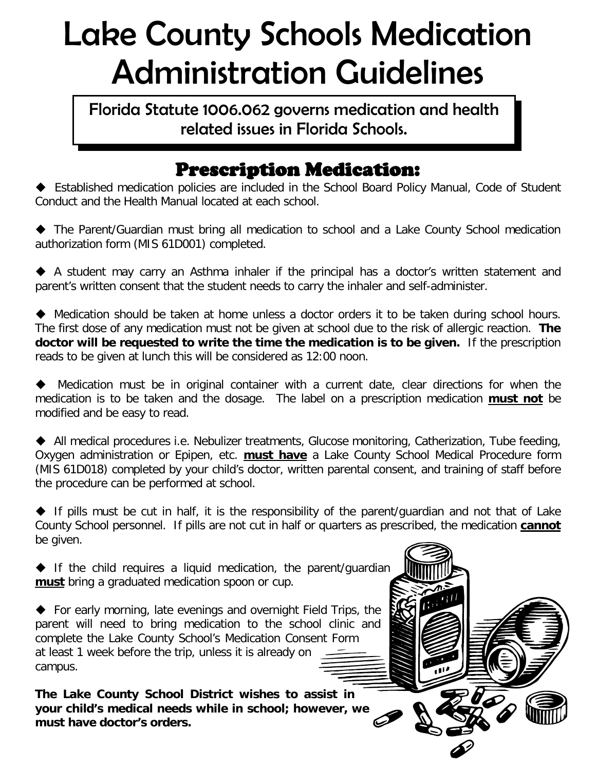# Lake County Schools Medication Administration Guidelines

Florida Statute 1006.062 governs medication and health related issues in Florida Schools.

## Prescription Medication:

- Established medication policies are included in the School Board Policy Manual, Code of Student Conduct and the Health Manual located at each school.

- The Parent/Guardian must bring all medication to school and a Lake County School medication authorization form (MIS 61D001) completed.

- A student may carry an Asthma inhaler if the principal has a doctor's written statement and parent's written consent that the student needs to carry the inhaler and self-administer.

- Medication should be taken at home unless a doctor orders it to be taken during school hours. The first dose of any medication must not be given at school due to the risk of allergic reaction. **The doctor will be requested to write the time the medication is to be given.** If the prescription reads to be given at lunch this will be considered as 12:00 noon.

- Medication must be in original container with a current date, clear directions for when the medication is to be taken and the dosage. The label on a prescription medication **must not** be modified and be easy to read.

- All medical procedures i.e. Nebulizer treatments, Glucose monitoring, Catherization, Tube feeding, Oxygen administration or Epipen, etc. **must have** a Lake County School Medical Procedure form (MIS 61D018) completed by your child's doctor, written parental consent, and training of staff before the procedure can be performed at school.

- If pills must be cut in half, it is the responsibility of the parent/guardian and not that of Lake County School personnel. If pills are not cut in half or quarters as prescribed, the medication **cannot** be given.

- If the child requires a liquid medication, the parent/guardian **must** bring a graduated medication spoon or cup.

- For early morning, late evenings and overnight Field Trips, the parent will need to bring medication to the school clinic and complete the Lake County School's Medication Consent Form at least 1 week before the trip, unless it is already on campus.

**The Lake County School District wishes to assist in your child's medical needs while in school; however, we must have doctor's orders.**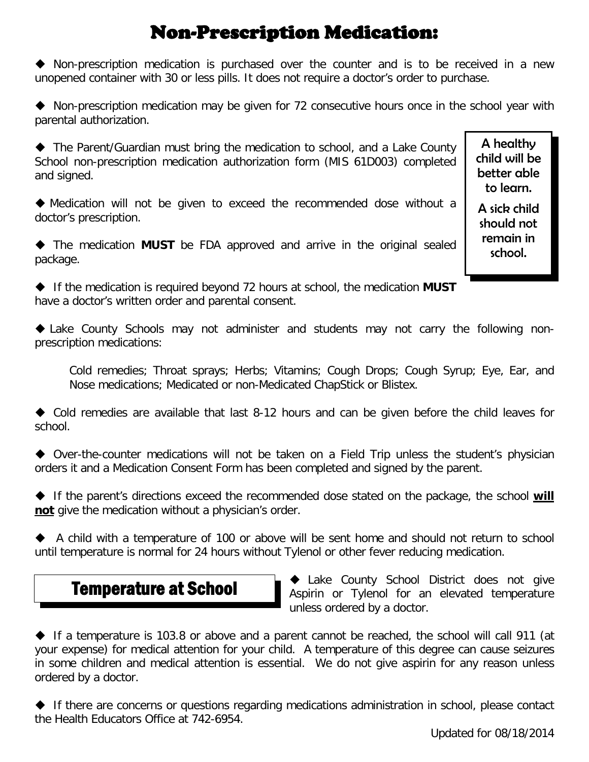# Non-Prescription Medication:

◆ Non-prescription medication is purchased over the counter and is to be received in a new unopened container with 30 or less pills. It does not require a doctor's order to purchase.

◆ Non-prescription medication may be given for 72 consecutive hours once in the school year with parental authorization.

◆ The Parent/Guardian must bring the medication to school, and a Lake County School non-prescription medication authorization form (MIS 61D003) completed and signed.

◆ Medication will not be given to exceed the recommended dose without a doctor's prescription.

◆ The medication **MUST** be FDA approved and arrive in the original sealed package.

◆ If the medication is required beyond 72 hours at school, the medication **MUST** have a doctor's written order and parental consent.

A healthy child will be better able to learn.

A sick child should not remain in school.

◆ Lake County Schools may not administer and students may not carry the following non-prescription medications:

Cold remedies; Throat sprays; Herbs; Vitamins; Cough Drops; Cough Syrup; Eye, Ear, and Nose medications; Medicated or non-Medicated ChapStick or Blistex.

◆ Cold remedies are available that last 8-12 hours and can be given before the child leaves for school.

◆ Over-the-counter medications will not be taken on a Field Trip unless the student's physician orders it and a Medication Consent Form has been completed and signed by the parent.

◆ If the parent's directions exceed the recommended dose stated on the package, the school **will not** give the medication without a physician's order.

◆ A child with a temperature of 100 or above will be sent home and should not return to school until temperature is normal for 24 hours without Tylenol or other fever reducing medication.

## Temperature at School

◆ Lake County School District does not give Aspirin or Tylenol for an elevated temperature unless ordered by a doctor.

◆ If a temperature is 103.8 or above and a parent cannot be reached, the school will call 911 (at your expense) for medical attention for your child. A temperature of this degree can cause seizures in some children and medical attention is essential. We do not give aspirin for any reason unless ordered by a doctor.

◆ If there are concerns or questions regarding medications administration in school, please contact the Health Educators Office at 742-6954.

Updated for 08/18/2014